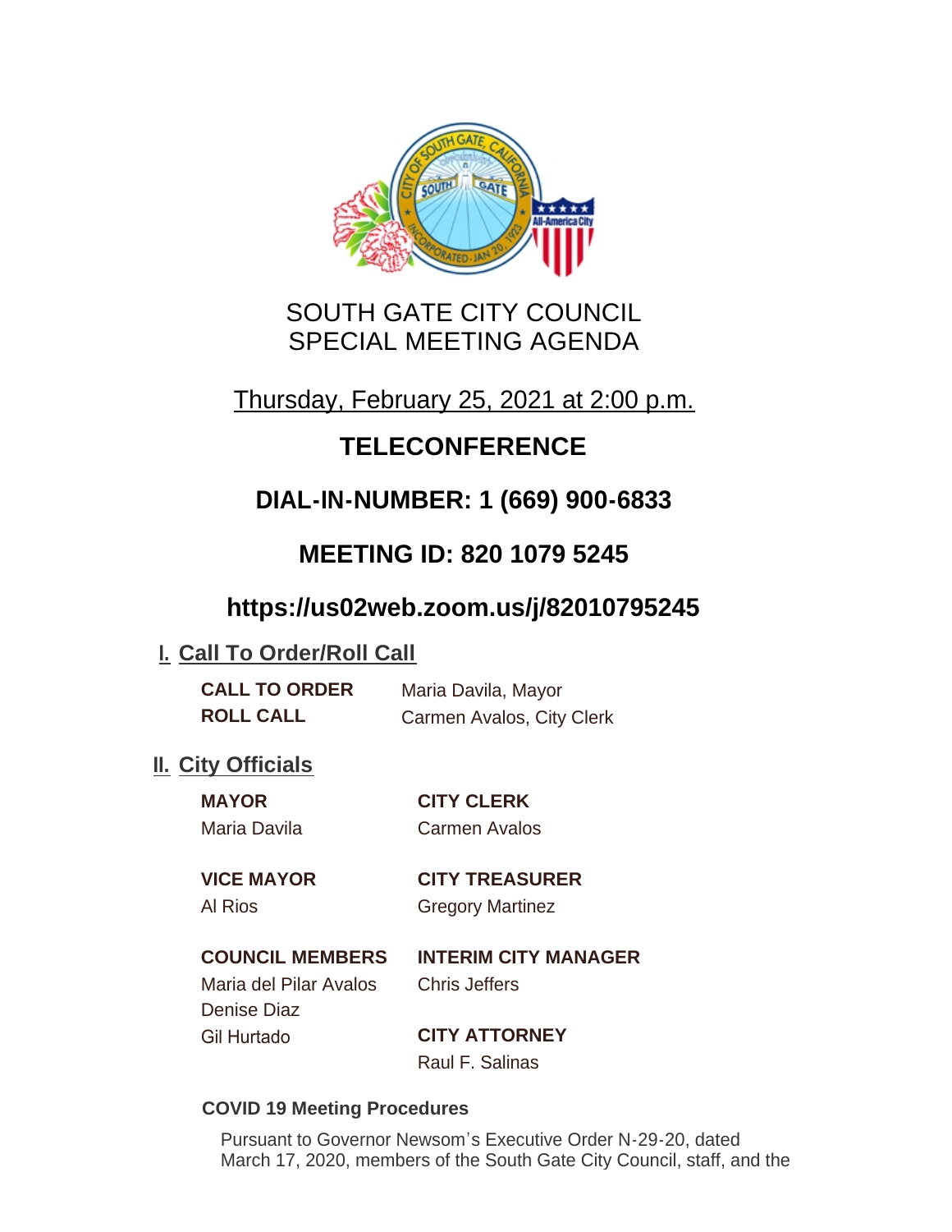# SOUTH GATE CITY COUNCIL
# SPECIAL MEETING AGENDA

Thursday, February 25, 2021 at 2:00 p.m.

## TELECONFERENCE

## DIAL-IN-NUMBER: 1 (669) 900-6833

## MEETING ID: 820 1079 5245

## https://us02web.zoom.us/j/82010795245

## I. Call To Order/Roll Call

**CALL TO ORDER** Maria Davila, Mayor

**ROLL CALL** Carmen Avalos, City Clerk

## II. City Officials

**MAYOR**
Maria Davila

**VICE MAYOR**
Al Rios

**COUNCIL MEMBERS**
Maria del Pilar Avalos
Denise Diaz
Gil Hurtado

**CITY CLERK**
Carmen Avalos

**CITY TREASURER**
Gregory Martinez

**INTERIM CITY MANAGER**
Chris Jeffers

**CITY ATTORNEY**
Raul F. Salinas

**COVID 19 Meeting Procedures**

Pursuant to Governor Newsom's Executive Order N-29-20, dated March 17, 2020, members of the South Gate City Council, staff, and the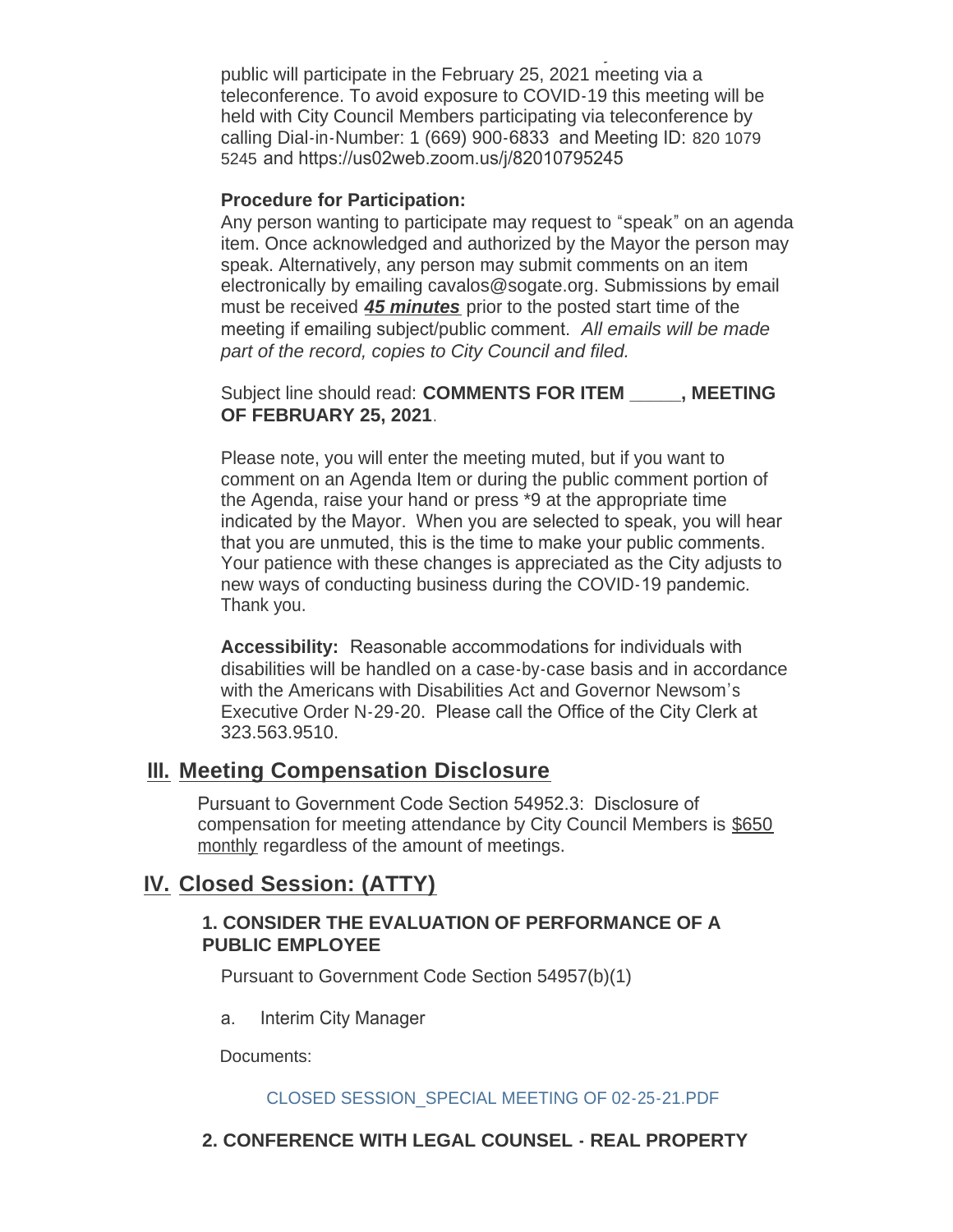public will participate in the February 25, 2021 meeting via a teleconference. To avoid exposure to COVID-19 this meeting will be held with City Council Members participating via teleconference by calling Dial-in-Number: 1 (669) 900-6833 and Meeting ID: 820 1079 5245 and https://us02web.zoom.us/j/82010795245

**Procedure for Participation:**

Any person wanting to participate may request to "speak" on an agenda item. Once acknowledged and authorized by the Mayor the person may speak. Alternatively, any person may submit comments on an item electronically by emailing cavalos@sogate.org. Submissions by email must be received ***45 minutes*** prior to the posted start time of the meeting if emailing subject/public comment. *All emails will be made part of the record, copies to City Council and filed.*

Subject line should read: **COMMENTS FOR ITEM _____, MEETING OF FEBRUARY 25, 2021**.

Please note, you will enter the meeting muted, but if you want to comment on an Agenda Item or during the public comment portion of the Agenda, raise your hand or press *9 at the appropriate time indicated by the Mayor. When you are selected to speak, you will hear that you are unmuted, this is the time to make your public comments. Your patience with these changes is appreciated as the City adjusts to new ways of conducting business during the COVID-19 pandemic. Thank you.

**Accessibility:** Reasonable accommodations for individuals with disabilities will be handled on a case-by-case basis and in accordance with the Americans with Disabilities Act and Governor Newsom's Executive Order N-29-20. Please call the Office of the City Clerk at 323.563.9510.

## III. Meeting Compensation Disclosure

Pursuant to Government Code Section 54952.3: Disclosure of compensation for meeting attendance by City Council Members is $650 monthly regardless of the amount of meetings.

## IV. Closed Session: (ATTY)

### 1. CONSIDER THE EVALUATION OF PERFORMANCE OF A PUBLIC EMPLOYEE

Pursuant to Government Code Section 54957(b)(1)

a. Interim City Manager

Documents:

CLOSED SESSION_SPECIAL MEETING OF 02-25-21.PDF

### 2. CONFERENCE WITH LEGAL COUNSEL - REAL PROPERTY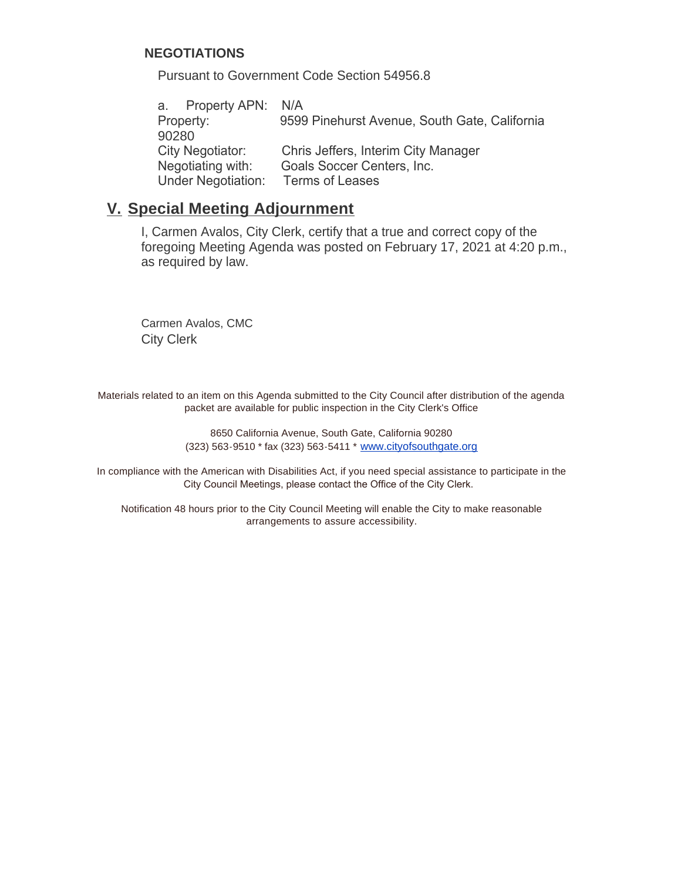**NEGOTIATIONS**

Pursuant to Government Code Section 54956.8

a. Property APN: N/A
Property: 9599 Pinehurst Avenue, South Gate, California 90280
City Negotiator: Chris Jeffers, Interim City Manager
Negotiating with: Goals Soccer Centers, Inc.
Under Negotiation: Terms of Leases

## V. Special Meeting Adjournment

I, Carmen Avalos, City Clerk, certify that a true and correct copy of the foregoing Meeting Agenda was posted on February 17, 2021 at 4:20 p.m., as required by law.

Carmen Avalos, CMC
City Clerk

Materials related to an item on this Agenda submitted to the City Council after distribution of the agenda packet are available for public inspection in the City Clerk's Office

8650 California Avenue, South Gate, California 90280
(323) 563-9510 * fax (323) 563-5411 * www.cityofsouthgate.org

In compliance with the American with Disabilities Act, if you need special assistance to participate in the City Council Meetings, please contact the Office of the City Clerk.

Notification 48 hours prior to the City Council Meeting will enable the City to make reasonable arrangements to assure accessibility.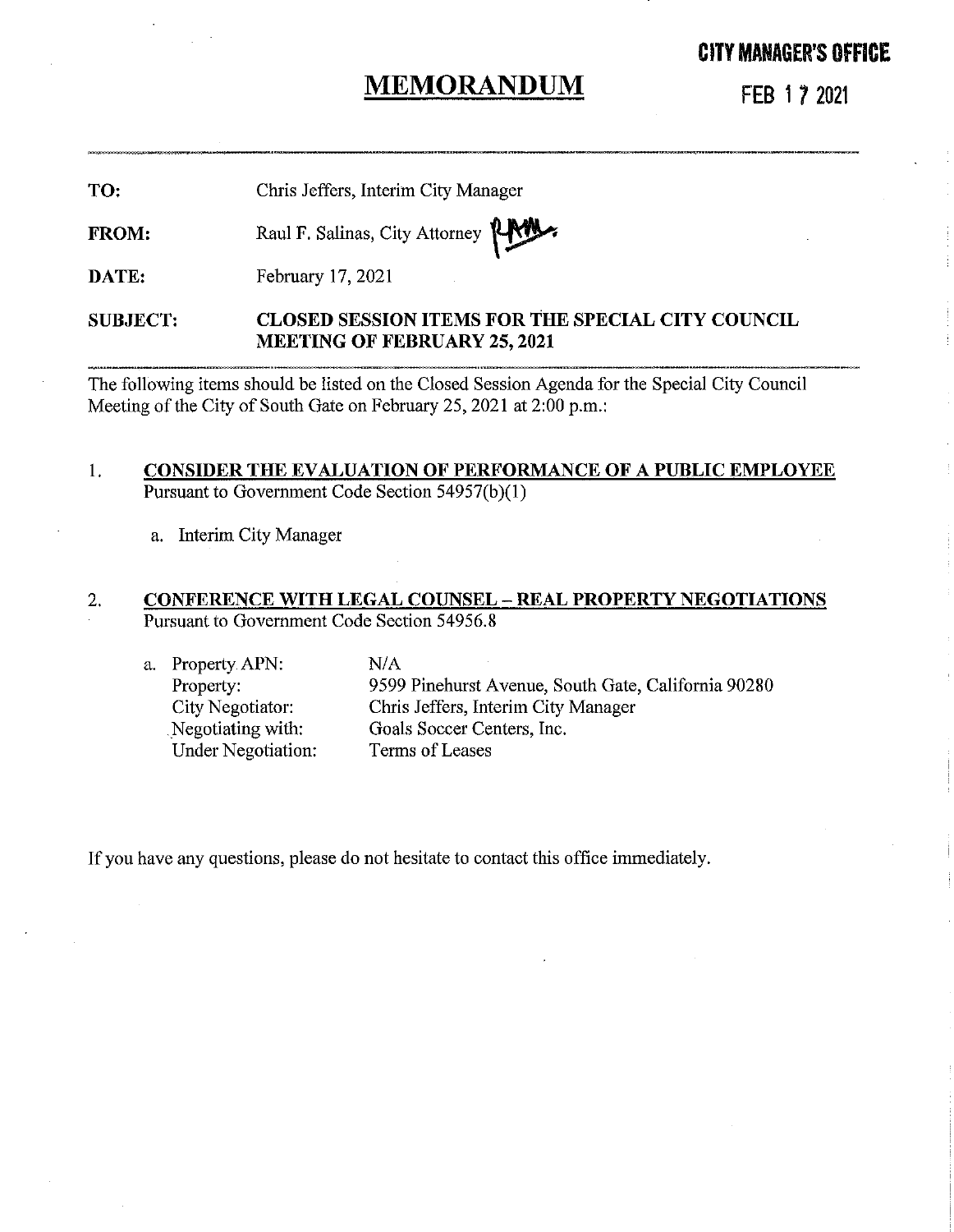**CITY MANAGER'S OFFICE**

FEB 17 2021

# MEMORANDUM

**TO:** Chris Jeffers, Interim City Manager

**FROM:** Raul F. Salinas, City Attorney

**DATE:** February 17, 2021

**SUBJECT:** **CLOSED SESSION ITEMS FOR THE SPECIAL CITY COUNCIL MEETING OF FEBRUARY 25, 2021**

The following items should be listed on the Closed Session Agenda for the Special City Council Meeting of the City of South Gate on February 25, 2021 at 2:00 p.m.:

1. **CONSIDER THE EVALUATION OF PERFORMANCE OF A PUBLIC EMPLOYEE**
   Pursuant to Government Code Section 54957(b)(1)

   a. Interim City Manager

2. **CONFERENCE WITH LEGAL COUNSEL – REAL PROPERTY NEGOTIATIONS**
   Pursuant to Government Code Section 54956.8

   a. Property APN: N/A
      Property: 9599 Pinehurst Avenue, South Gate, California 90280
      City Negotiator: Chris Jeffers, Interim City Manager
      Negotiating with: Goals Soccer Centers, Inc.
      Under Negotiation: Terms of Leases

If you have any questions, please do not hesitate to contact this office immediately.